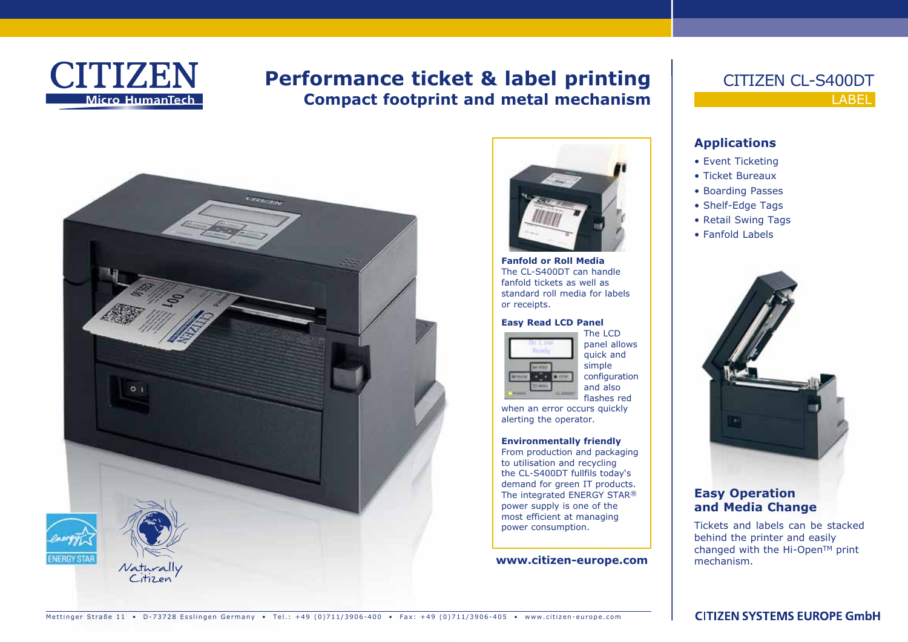# Performance ticket & label printing

## Compact footprint and metal mechanism

**Fanfold or Roll Media**
The CL-S400DT can handle fanfold tickets as well as standard roll media for labels or receipts.

**Easy Read LCD Panel**
The LCD panel allows quick and simple configuration and also flashes red when an error occurs quickly alerting the operator.

**Environmentally friendly**
From production and packaging to utilisation and recycling the CL-S400DT fullfils today's demand for green IT products. The integrated ENERGY STAR® power supply is one of the most efficient at managing power consumption.

**www.citizen-europe.com**

# CITIZEN CL-S400DT

LABEL

## Applications

- Event Ticketing
- Ticket Bureaux
- Boarding Passes
- Shelf-Edge Tags
- Retail Swing Tags
- Fanfold Labels

## Easy Operation and Media Change

Tickets and labels can be stacked behind the printer and easily changed with the Hi-Open™ print mechanism.

Mettinger Straße 11 • D-73728 Esslingen Germany • Tel.: +49 (0)711/3906-400 • Fax: +49 (0)711/3906-405 • www.citizen-europe.com

CITIZEN SYSTEMS EUROPE GmbH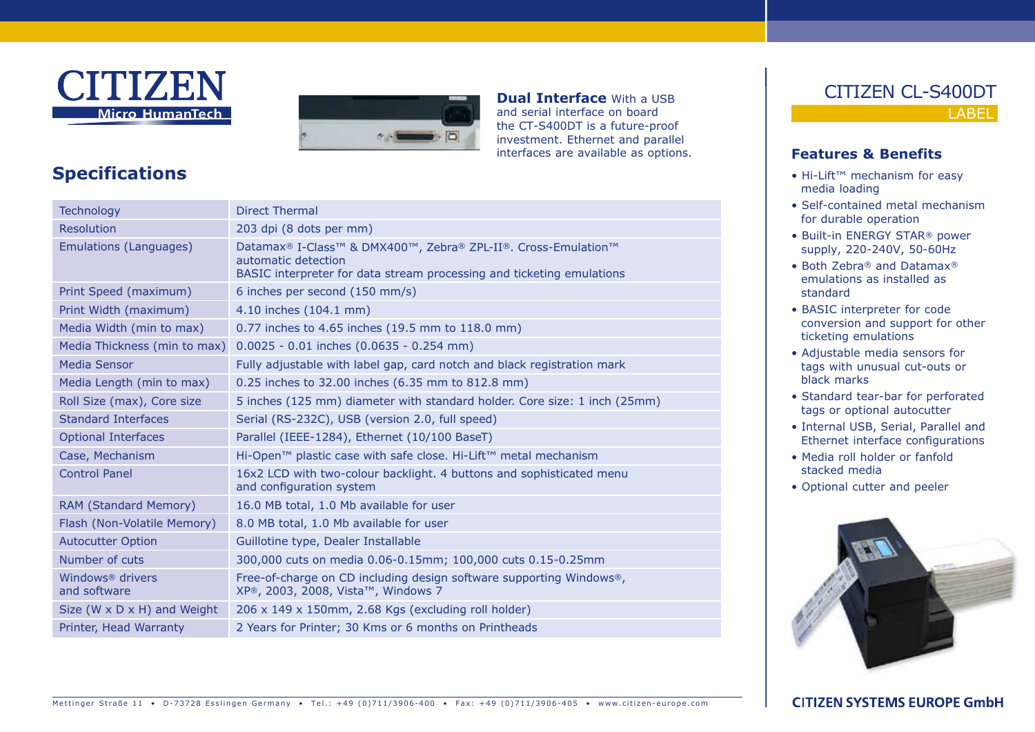CITIZEN
Micro HumanTech

**Dual Interface** With a USB and serial interface on board the CT-S400DT is a future-proof investment. Ethernet and parallel interfaces are available as options.

## Specifications

| | |
|---|---|
| Technology | Direct Thermal |
| Resolution | 203 dpi (8 dots per mm) |
| Emulations (Languages) | Datamax® I-Class™ & DMX400™, Zebra® ZPL-II®. Cross-Emulation™ automatic detection<br>BASIC interpreter for data stream processing and ticketing emulations |
| Print Speed (maximum) | 6 inches per second (150 mm/s) |
| Print Width (maximum) | 4.10 inches (104.1 mm) |
| Media Width (min to max) | 0.77 inches to 4.65 inches (19.5 mm to 118.0 mm) |
| Media Thickness (min to max) | 0.0025 - 0.01 inches (0.0635 - 0.254 mm) |
| Media Sensor | Fully adjustable with label gap, card notch and black registration mark |
| Media Length (min to max) | 0.25 inches to 32.00 inches (6.35 mm to 812.8 mm) |
| Roll Size (max), Core size | 5 inches (125 mm) diameter with standard holder. Core size: 1 inch (25mm) |
| Standard Interfaces | Serial (RS-232C), USB (version 2.0, full speed) |
| Optional Interfaces | Parallel (IEEE-1284), Ethernet (10/100 BaseT) |
| Case, Mechanism | Hi-Open™ plastic case with safe close. Hi-Lift™ metal mechanism |
| Control Panel | 16x2 LCD with two-colour backlight. 4 buttons and sophisticated menu and configuration system |
| RAM (Standard Memory) | 16.0 MB total, 1.0 Mb available for user |
| Flash (Non-Volatile Memory) | 8.0 MB total, 1.0 Mb available for user |
| Autocutter Option | Guillotine type, Dealer Installable |
| Number of cuts | 300,000 cuts on media 0.06-0.15mm; 100,000 cuts 0.15-0.25mm |
| Windows® drivers and software | Free-of-charge on CD including design software supporting Windows®, XP®, 2003, 2008, Vista™, Windows 7 |
| Size (W x D x H) and Weight | 206 x 149 x 150mm, 2.68 Kgs (excluding roll holder) |
| Printer, Head Warranty | 2 Years for Printer; 30 Kms or 6 months on Printheads |

Mettinger Straße 11 • D-73728 Esslingen Germany • Tel.: +49 (0)711/3906-400 • Fax: +49 (0)711/3906-405 • www.citizen-europe.com

# CITIZEN CL-S400DT
LABEL

### Features & Benefits

- Hi-Lift™ mechanism for easy media loading
- Self-contained metal mechanism for durable operation
- Built-in ENERGY STAR® power supply, 220-240V, 50-60Hz
- Both Zebra® and Datamax® emulations as installed as standard
- BASIC interpreter for code conversion and support for other ticketing emulations
- Adjustable media sensors for tags with unusual cut-outs or black marks
- Standard tear-bar for perforated tags or optional autocutter
- Internal USB, Serial, Parallel and Ethernet interface configurations
- Media roll holder or fanfold stacked media
- Optional cutter and peeler

CITIZEN SYSTEMS EUROPE GmbH